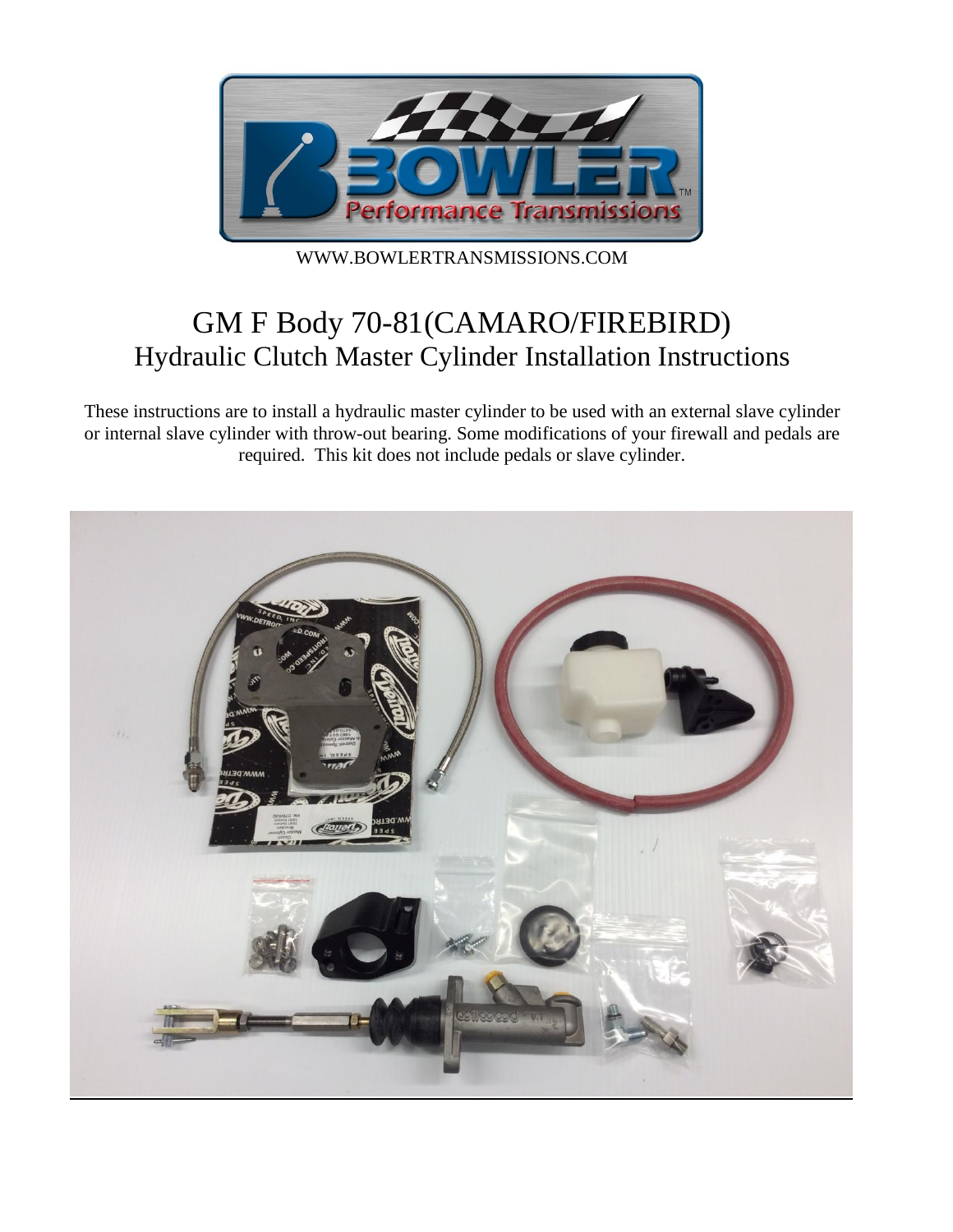WWW.BOWLERTRANSMISSIONS.COM

# GM F Body 70-81(CAMARO/FIREBIRD)
## Hydraulic Clutch Master Cylinder Installation Instructions

These instructions are to install a hydraulic master cylinder to be used with an external slave cylinder or internal slave cylinder with throw-out bearing. Some modifications of your firewall and pedals are required. This kit does not include pedals or slave cylinder.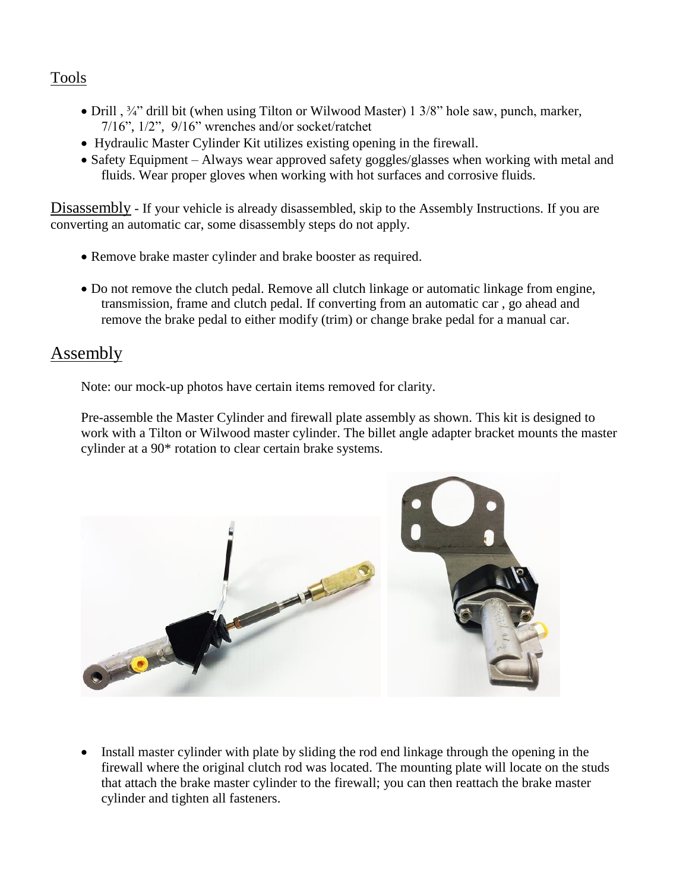## Tools

- Drill , ¾" drill bit (when using Tilton or Wilwood Master) 1 3/8" hole saw, punch, marker, 7/16", 1/2", 9/16" wrenches and/or socket/ratchet
- Hydraulic Master Cylinder Kit utilizes existing opening in the firewall.
- Safety Equipment – Always wear approved safety goggles/glasses when working with metal and fluids. Wear proper gloves when working with hot surfaces and corrosive fluids.

## Disassembly

- If your vehicle is already disassembled, skip to the Assembly Instructions. If you are converting an automatic car, some disassembly steps do not apply.

- Remove brake master cylinder and brake booster as required.
- Do not remove the clutch pedal. Remove all clutch linkage or automatic linkage from engine, transmission, frame and clutch pedal. If converting from an automatic car , go ahead and remove the brake pedal to either modify (trim) or change brake pedal for a manual car.

## Assembly

Note: our mock-up photos have certain items removed for clarity.

Pre-assemble the Master Cylinder and firewall plate assembly as shown. This kit is designed to work with a Tilton or Wilwood master cylinder. The billet angle adapter bracket mounts the master cylinder at a 90* rotation to clear certain brake systems.

- Install master cylinder with plate by sliding the rod end linkage through the opening in the firewall where the original clutch rod was located. The mounting plate will locate on the studs that attach the brake master cylinder to the firewall; you can then reattach the brake master cylinder and tighten all fasteners.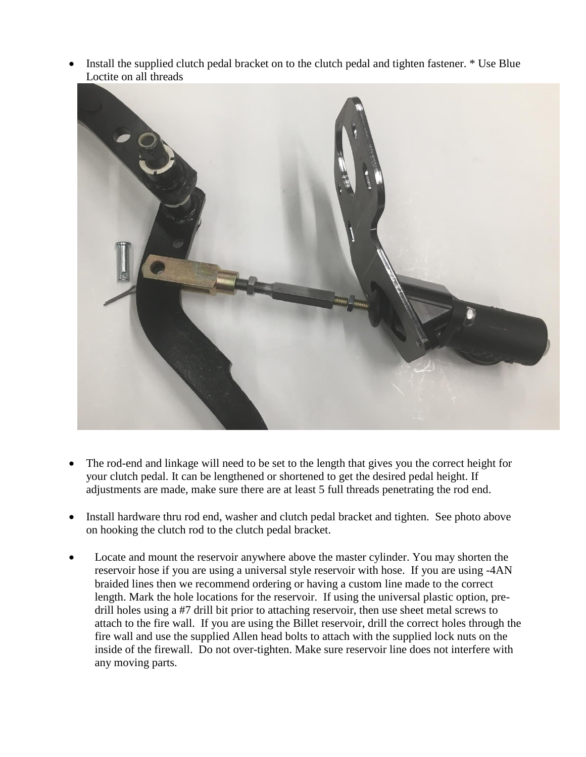- Install the supplied clutch pedal bracket on to the clutch pedal and tighten fastener. * Use Blue Loctite on all threads

- The rod-end and linkage will need to be set to the length that gives you the correct height for your clutch pedal. It can be lengthened or shortened to get the desired pedal height. If adjustments are made, make sure there are at least 5 full threads penetrating the rod end.

- Install hardware thru rod end, washer and clutch pedal bracket and tighten. See photo above on hooking the clutch rod to the clutch pedal bracket.

- Locate and mount the reservoir anywhere above the master cylinder. You may shorten the reservoir hose if you are using a universal style reservoir with hose. If you are using -4AN braided lines then we recommend ordering or having a custom line made to the correct length. Mark the hole locations for the reservoir. If using the universal plastic option, pre-drill holes using a #7 drill bit prior to attaching reservoir, then use sheet metal screws to attach to the fire wall. If you are using the Billet reservoir, drill the correct holes through the fire wall and use the supplied Allen head bolts to attach with the supplied lock nuts on the inside of the firewall. Do not over-tighten. Make sure reservoir line does not interfere with any moving parts.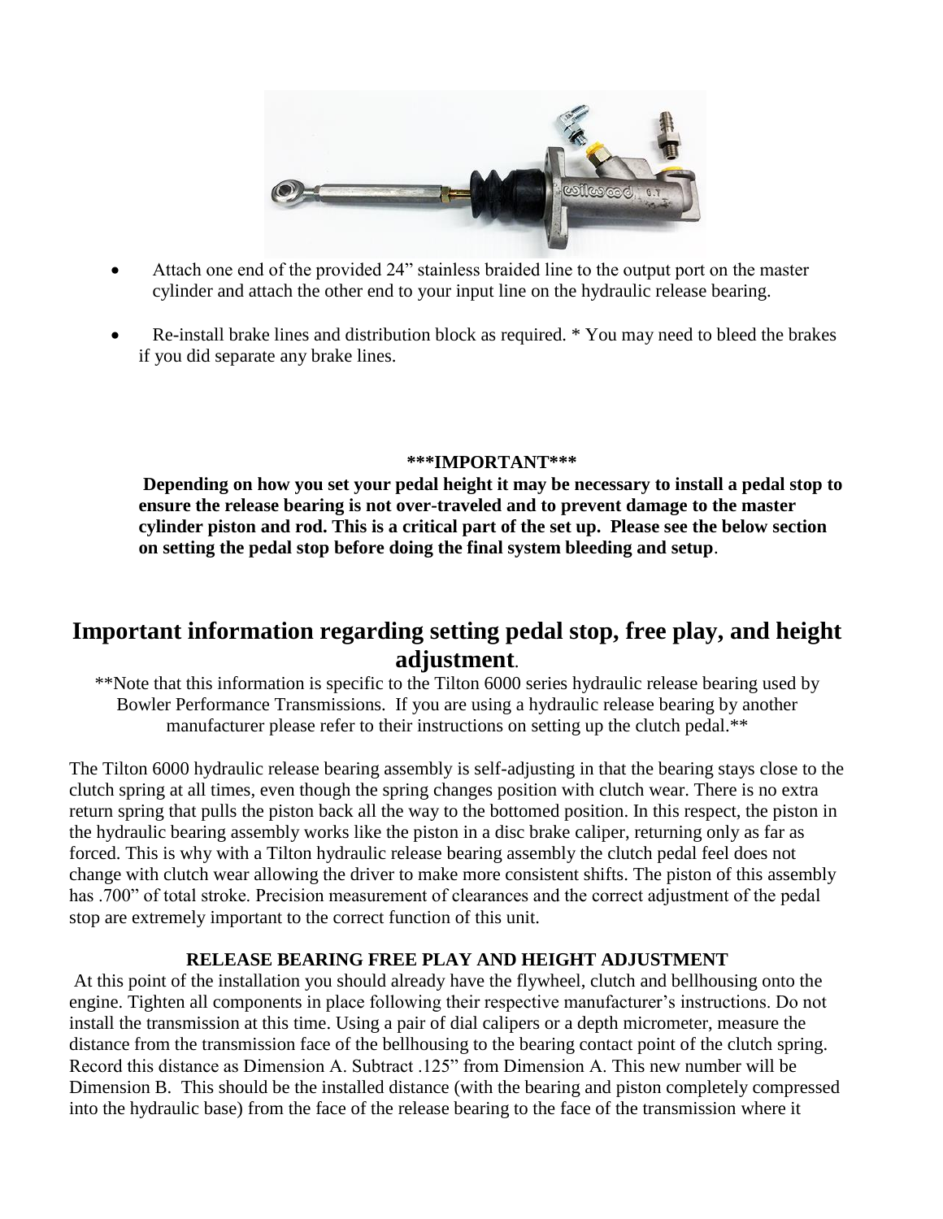- Attach one end of the provided 24" stainless braided line to the output port on the master cylinder and attach the other end to your input line on the hydraulic release bearing.

- Re-install brake lines and distribution block as required. * You may need to bleed the brakes if you did separate any brake lines.

**\*\*\*IMPORTANT\*\*\***

**Depending on how you set your pedal height it may be necessary to install a pedal stop to ensure the release bearing is not over-traveled and to prevent damage to the master cylinder piston and rod. This is a critical part of the set up. Please see the below section on setting the pedal stop before doing the final system bleeding and setup**.

## Important information regarding setting pedal stop, free play, and height adjustment.

**Note that this information is specific to the Tilton 6000 series hydraulic release bearing used by Bowler Performance Transmissions. If you are using a hydraulic release bearing by another manufacturer please refer to their instructions on setting up the clutch pedal.**

The Tilton 6000 hydraulic release bearing assembly is self-adjusting in that the bearing stays close to the clutch spring at all times, even though the spring changes position with clutch wear. There is no extra return spring that pulls the piston back all the way to the bottomed position. In this respect, the piston in the hydraulic bearing assembly works like the piston in a disc brake caliper, returning only as far as forced. This is why with a Tilton hydraulic release bearing assembly the clutch pedal feel does not change with clutch wear allowing the driver to make more consistent shifts. The piston of this assembly has .700" of total stroke. Precision measurement of clearances and the correct adjustment of the pedal stop are extremely important to the correct function of this unit.

**RELEASE BEARING FREE PLAY AND HEIGHT ADJUSTMENT**

At this point of the installation you should already have the flywheel, clutch and bellhousing onto the engine. Tighten all components in place following their respective manufacturer's instructions. Do not install the transmission at this time. Using a pair of dial calipers or a depth micrometer, measure the distance from the transmission face of the bellhousing to the bearing contact point of the clutch spring. Record this distance as Dimension A. Subtract .125" from Dimension A. This new number will be Dimension B. This should be the installed distance (with the bearing and piston completely compressed into the hydraulic base) from the face of the release bearing to the face of the transmission where it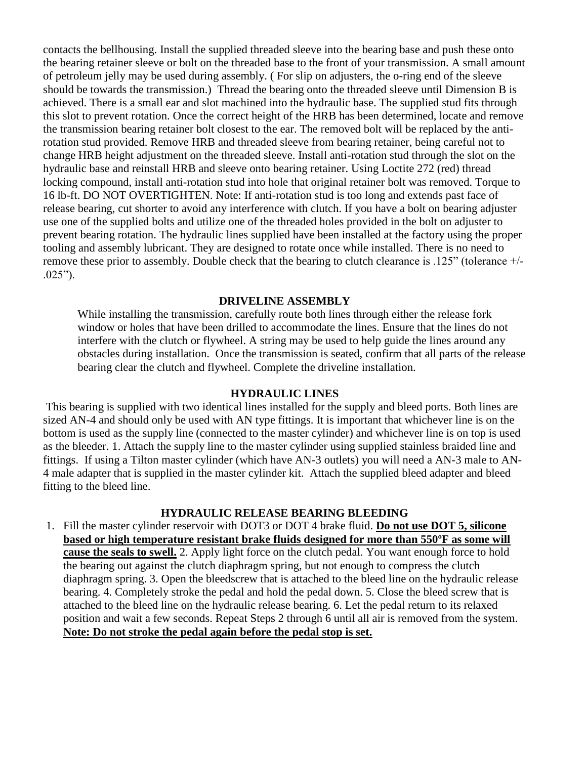contacts the bellhousing. Install the supplied threaded sleeve into the bearing base and push these onto the bearing retainer sleeve or bolt on the threaded base to the front of your transmission. A small amount of petroleum jelly may be used during assembly. ( For slip on adjusters, the o-ring end of the sleeve should be towards the transmission.) Thread the bearing onto the threaded sleeve until Dimension B is achieved. There is a small ear and slot machined into the hydraulic base. The supplied stud fits through this slot to prevent rotation. Once the correct height of the HRB has been determined, locate and remove the transmission bearing retainer bolt closest to the ear. The removed bolt will be replaced by the anti-rotation stud provided. Remove HRB and threaded sleeve from bearing retainer, being careful not to change HRB height adjustment on the threaded sleeve. Install anti-rotation stud through the slot on the hydraulic base and reinstall HRB and sleeve onto bearing retainer. Using Loctite 272 (red) thread locking compound, install anti-rotation stud into hole that original retainer bolt was removed. Torque to 16 lb-ft. DO NOT OVERTIGHTEN. Note: If anti-rotation stud is too long and extends past face of release bearing, cut shorter to avoid any interference with clutch. If you have a bolt on bearing adjuster use one of the supplied bolts and utilize one of the threaded holes provided in the bolt on adjuster to prevent bearing rotation. The hydraulic lines supplied have been installed at the factory using the proper tooling and assembly lubricant. They are designed to rotate once while installed. There is no need to remove these prior to assembly. Double check that the bearing to clutch clearance is .125" (tolerance +/- .025").

## DRIVELINE ASSEMBLY

While installing the transmission, carefully route both lines through either the release fork window or holes that have been drilled to accommodate the lines. Ensure that the lines do not interfere with the clutch or flywheel. A string may be used to help guide the lines around any obstacles during installation. Once the transmission is seated, confirm that all parts of the release bearing clear the clutch and flywheel. Complete the driveline installation.

## HYDRAULIC LINES

This bearing is supplied with two identical lines installed for the supply and bleed ports. Both lines are sized AN-4 and should only be used with AN type fittings. It is important that whichever line is on the bottom is used as the supply line (connected to the master cylinder) and whichever line is on top is used as the bleeder. 1. Attach the supply line to the master cylinder using supplied stainless braided line and fittings. If using a Tilton master cylinder (which have AN-3 outlets) you will need a AN-3 male to AN-4 male adapter that is supplied in the master cylinder kit. Attach the supplied bleed adapter and bleed fitting to the bleed line.

## HYDRAULIC RELEASE BEARING BLEEDING

1. Fill the master cylinder reservoir with DOT3 or DOT 4 brake fluid. **Do not use DOT 5, silicone based or high temperature resistant brake fluids designed for more than 550ºF as some will cause the seals to swell.** 2. Apply light force on the clutch pedal. You want enough force to hold the bearing out against the clutch diaphragm spring, but not enough to compress the clutch diaphragm spring. 3. Open the bleedscrew that is attached to the bleed line on the hydraulic release bearing. 4. Completely stroke the pedal and hold the pedal down. 5. Close the bleed screw that is attached to the bleed line on the hydraulic release bearing. 6. Let the pedal return to its relaxed position and wait a few seconds. Repeat Steps 2 through 6 until all air is removed from the system. **Note: Do not stroke the pedal again before the pedal stop is set.**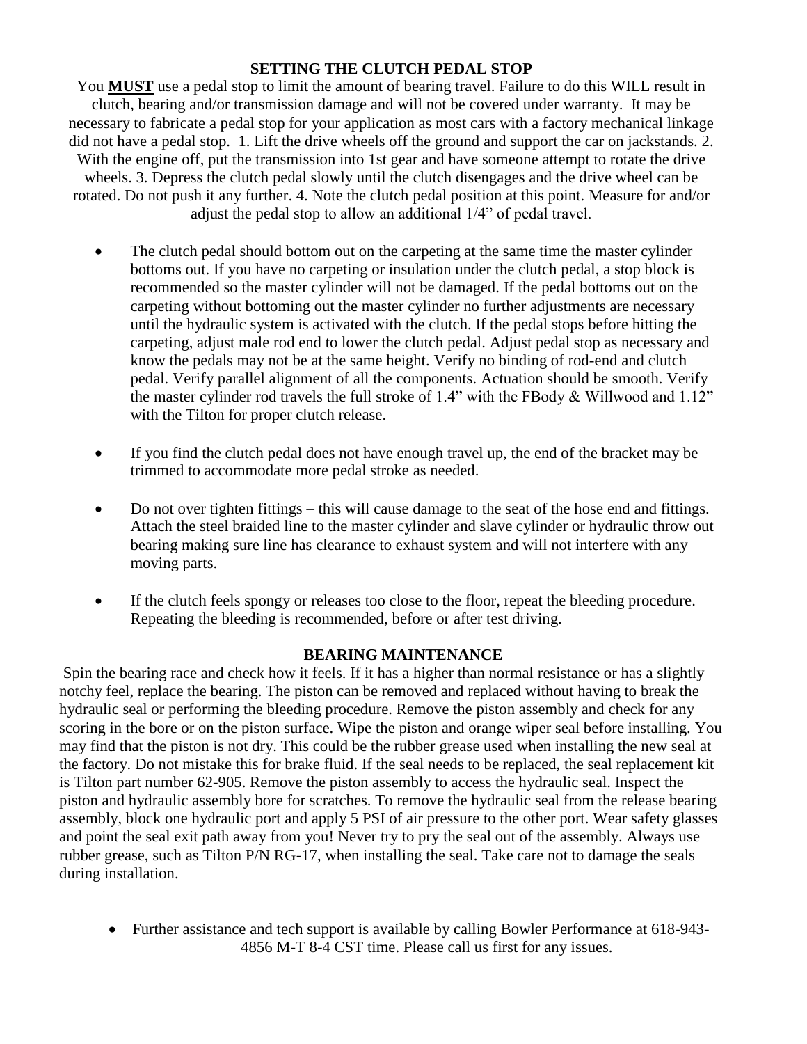## SETTING THE CLUTCH PEDAL STOP

You **MUST** use a pedal stop to limit the amount of bearing travel. Failure to do this WILL result in clutch, bearing and/or transmission damage and will not be covered under warranty. It may be necessary to fabricate a pedal stop for your application as most cars with a factory mechanical linkage did not have a pedal stop. 1. Lift the drive wheels off the ground and support the car on jackstands. 2. With the engine off, put the transmission into 1st gear and have someone attempt to rotate the drive wheels. 3. Depress the clutch pedal slowly until the clutch disengages and the drive wheel can be rotated. Do not push it any further. 4. Note the clutch pedal position at this point. Measure for and/or adjust the pedal stop to allow an additional 1/4" of pedal travel.

- The clutch pedal should bottom out on the carpeting at the same time the master cylinder bottoms out. If you have no carpeting or insulation under the clutch pedal, a stop block is recommended so the master cylinder will not be damaged. If the pedal bottoms out on the carpeting without bottoming out the master cylinder no further adjustments are necessary until the hydraulic system is activated with the clutch. If the pedal stops before hitting the carpeting, adjust male rod end to lower the clutch pedal. Adjust pedal stop as necessary and know the pedals may not be at the same height. Verify no binding of rod-end and clutch pedal. Verify parallel alignment of all the components. Actuation should be smooth. Verify the master cylinder rod travels the full stroke of 1.4" with the FBody & Willwood and 1.12" with the Tilton for proper clutch release.

- If you find the clutch pedal does not have enough travel up, the end of the bracket may be trimmed to accommodate more pedal stroke as needed.

- Do not over tighten fittings – this will cause damage to the seat of the hose end and fittings. Attach the steel braided line to the master cylinder and slave cylinder or hydraulic throw out bearing making sure line has clearance to exhaust system and will not interfere with any moving parts.

- If the clutch feels spongy or releases too close to the floor, repeat the bleeding procedure. Repeating the bleeding is recommended, before or after test driving.

## BEARING MAINTENANCE

Spin the bearing race and check how it feels. If it has a higher than normal resistance or has a slightly notchy feel, replace the bearing. The piston can be removed and replaced without having to break the hydraulic seal or performing the bleeding procedure. Remove the piston assembly and check for any scoring in the bore or on the piston surface. Wipe the piston and orange wiper seal before installing. You may find that the piston is not dry. This could be the rubber grease used when installing the new seal at the factory. Do not mistake this for brake fluid. If the seal needs to be replaced, the seal replacement kit is Tilton part number 62-905. Remove the piston assembly to access the hydraulic seal. Inspect the piston and hydraulic assembly bore for scratches. To remove the hydraulic seal from the release bearing assembly, block one hydraulic port and apply 5 PSI of air pressure to the other port. Wear safety glasses and point the seal exit path away from you! Never try to pry the seal out of the assembly. Always use rubber grease, such as Tilton P/N RG-17, when installing the seal. Take care not to damage the seals during installation.

- Further assistance and tech support is available by calling Bowler Performance at 618-943-4856 M-T 8-4 CST time. Please call us first for any issues.